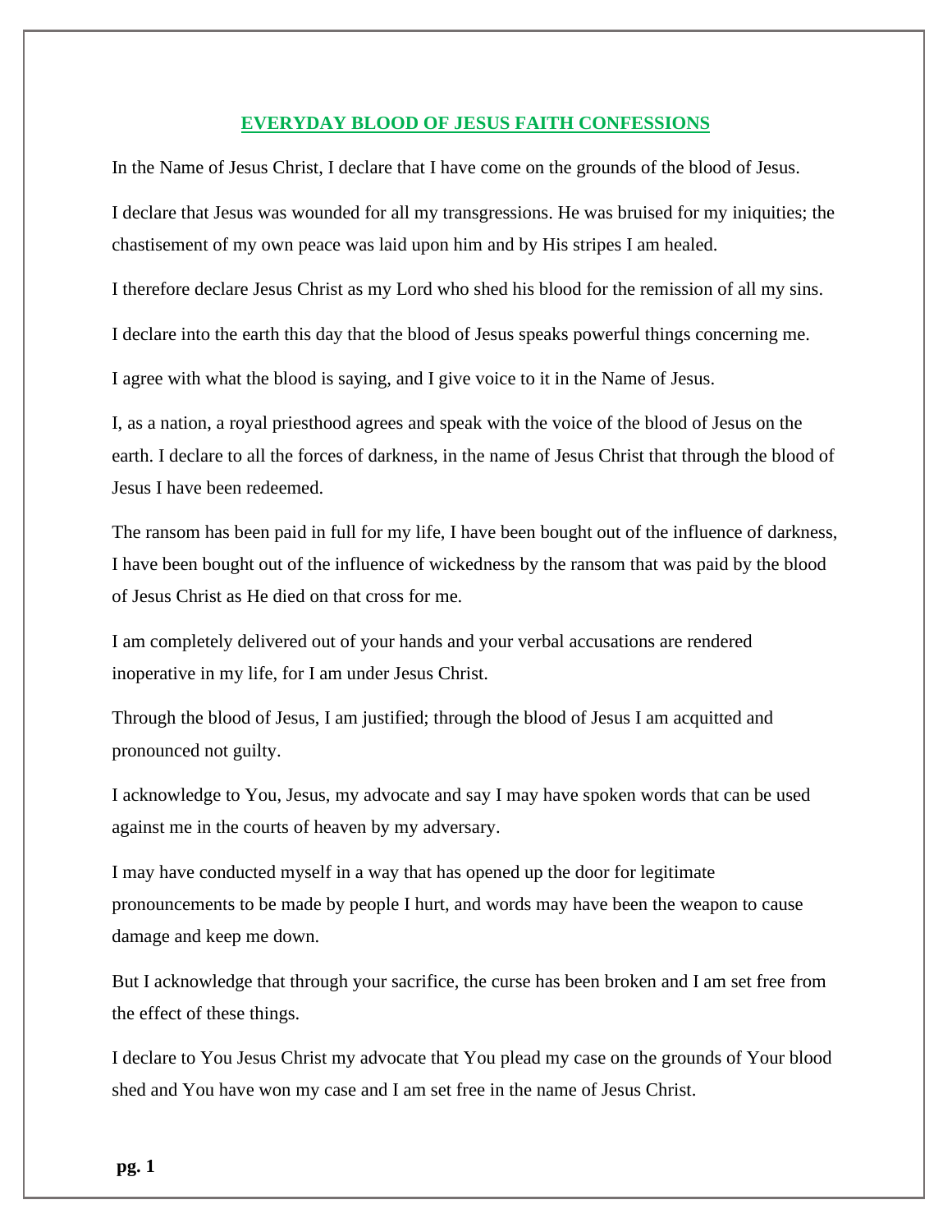# EVERYDAY BLOOD OF JESUS FAITH CONFESSIONS

In the Name of Jesus Christ, I declare that I have come on the grounds of the blood of Jesus.

I declare that Jesus was wounded for all my transgressions. He was bruised for my iniquities; the chastisement of my own peace was laid upon him and by His stripes I am healed.

I therefore declare Jesus Christ as my Lord who shed his blood for the remission of all my sins.

I declare into the earth this day that the blood of Jesus speaks powerful things concerning me.

I agree with what the blood is saying, and I give voice to it in the Name of Jesus.

I, as a nation, a royal priesthood agrees and speak with the voice of the blood of Jesus on the earth. I declare to all the forces of darkness, in the name of Jesus Christ that through the blood of Jesus I have been redeemed.

The ransom has been paid in full for my life, I have been bought out of the influence of darkness, I have been bought out of the influence of wickedness by the ransom that was paid by the blood of Jesus Christ as He died on that cross for me.

I am completely delivered out of your hands and your verbal accusations are rendered inoperative in my life, for I am under Jesus Christ.

Through the blood of Jesus, I am justified; through the blood of Jesus I am acquitted and pronounced not guilty.

I acknowledge to You, Jesus, my advocate and say I may have spoken words that can be used against me in the courts of heaven by my adversary.

I may have conducted myself in a way that has opened up the door for legitimate pronouncements to be made by people I hurt, and words may have been the weapon to cause damage and keep me down.

But I acknowledge that through your sacrifice, the curse has been broken and I am set free from the effect of these things.

I declare to You Jesus Christ my advocate that You plead my case on the grounds of Your blood shed and You have won my case and I am set free in the name of Jesus Christ.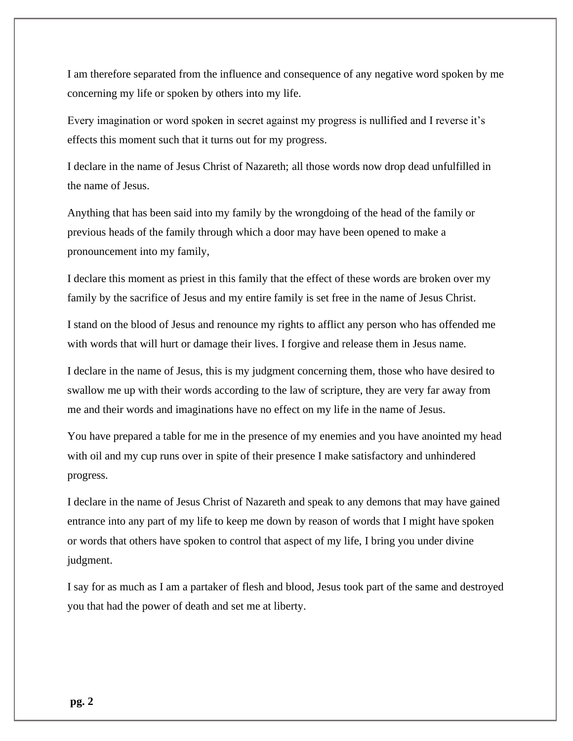I am therefore separated from the influence and consequence of any negative word spoken by me concerning my life or spoken by others into my life.

Every imagination or word spoken in secret against my progress is nullified and I reverse it's effects this moment such that it turns out for my progress.

I declare in the name of Jesus Christ of Nazareth; all those words now drop dead unfulfilled in the name of Jesus.

Anything that has been said into my family by the wrongdoing of the head of the family or previous heads of the family through which a door may have been opened to make a pronouncement into my family,

I declare this moment as priest in this family that the effect of these words are broken over my family by the sacrifice of Jesus and my entire family is set free in the name of Jesus Christ.

I stand on the blood of Jesus and renounce my rights to afflict any person who has offended me with words that will hurt or damage their lives. I forgive and release them in Jesus name.

I declare in the name of Jesus, this is my judgment concerning them, those who have desired to swallow me up with their words according to the law of scripture, they are very far away from me and their words and imaginations have no effect on my life in the name of Jesus.

You have prepared a table for me in the presence of my enemies and you have anointed my head with oil and my cup runs over in spite of their presence I make satisfactory and unhindered progress.

I declare in the name of Jesus Christ of Nazareth and speak to any demons that may have gained entrance into any part of my life to keep me down by reason of words that I might have spoken or words that others have spoken to control that aspect of my life, I bring you under divine judgment.

I say for as much as I am a partaker of flesh and blood, Jesus took part of the same and destroyed you that had the power of death and set me at liberty.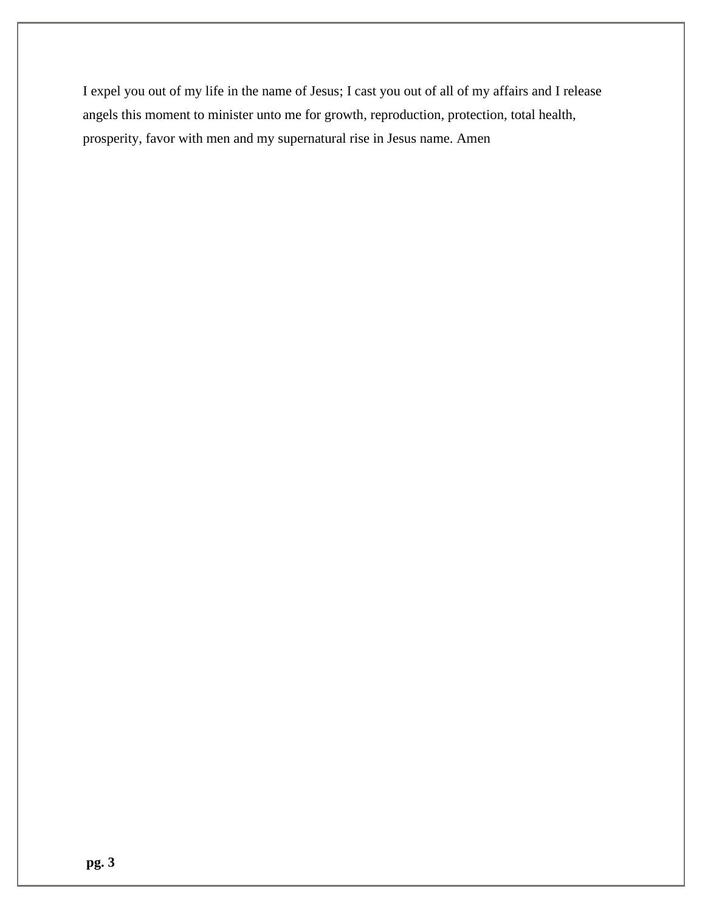I expel you out of my life in the name of Jesus; I cast you out of all of my affairs and I release angels this moment to minister unto me for growth, reproduction, protection, total health, prosperity, favor with men and my supernatural rise in Jesus name. Amen